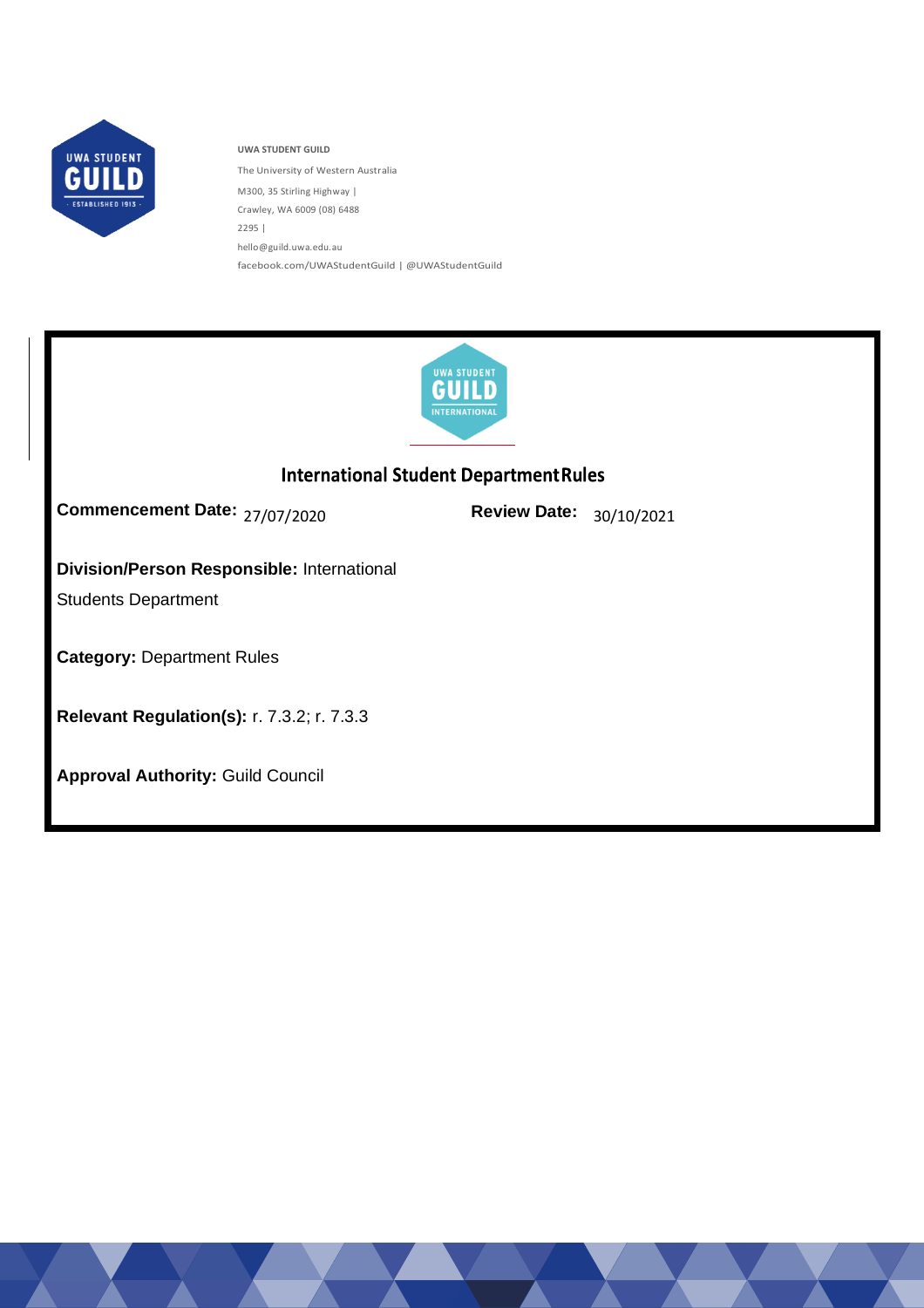**UWA STUDENT GUILD**

The University of Western Australia

M300, 35 Stirling Highway |

Crawley, WA 6009 (08) 6488

2295 |

hello@guild.uwa.edu.au

facebook.com/UWAStudentGuild | @UWAStudentGuild

# International Student Department Rules

**Commencement Date:** 27/07/2020 **Review Date:** 30/10/2021

**Division/Person Responsible:** International Students Department

**Category:** Department Rules

**Relevant Regulation(s):** r. 7.3.2; r. 7.3.3

**Approval Authority:** Guild Council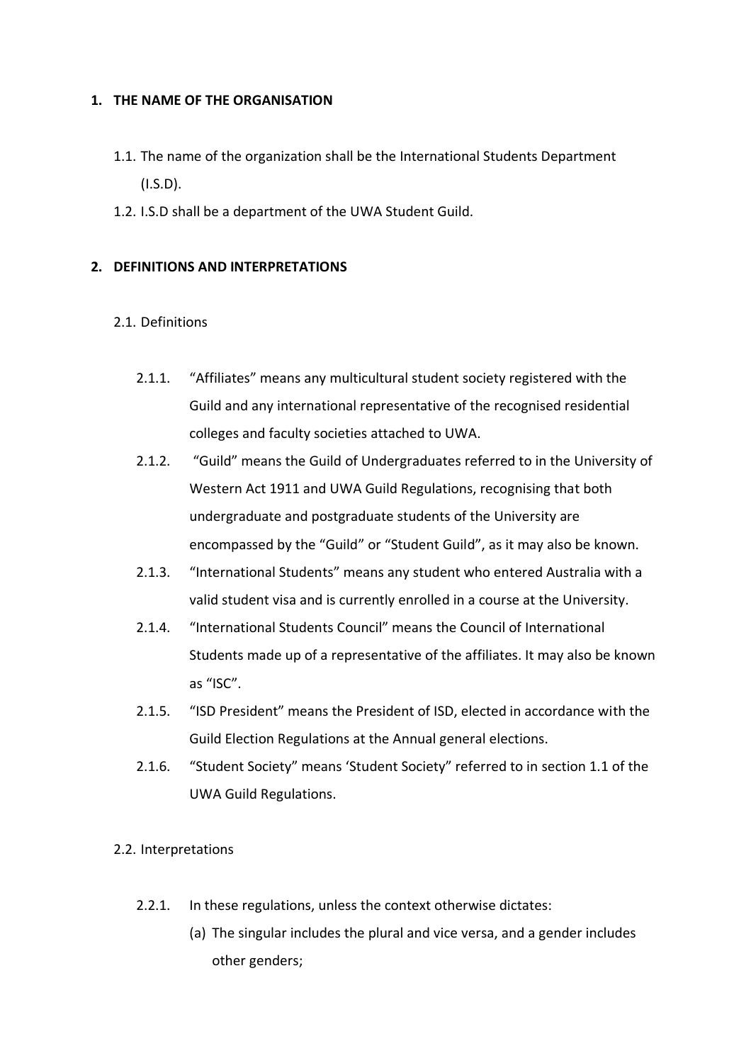## 1. THE NAME OF THE ORGANISATION

1.1. The name of the organization shall be the International Students Department (I.S.D).

1.2. I.S.D shall be a department of the UWA Student Guild.

## 2. DEFINITIONS AND INTERPRETATIONS

2.1. Definitions

2.1.1. "Affiliates" means any multicultural student society registered with the Guild and any international representative of the recognised residential colleges and faculty societies attached to UWA.

2.1.2. "Guild" means the Guild of Undergraduates referred to in the University of Western Act 1911 and UWA Guild Regulations, recognising that both undergraduate and postgraduate students of the University are encompassed by the "Guild" or "Student Guild", as it may also be known.

2.1.3. "International Students" means any student who entered Australia with a valid student visa and is currently enrolled in a course at the University.

2.1.4. "International Students Council" means the Council of International Students made up of a representative of the affiliates. It may also be known as "ISC".

2.1.5. "ISD President" means the President of ISD, elected in accordance with the Guild Election Regulations at the Annual general elections.

2.1.6. "Student Society" means 'Student Society" referred to in section 1.1 of the UWA Guild Regulations.

2.2. Interpretations

2.2.1. In these regulations, unless the context otherwise dictates:

(a) The singular includes the plural and vice versa, and a gender includes other genders;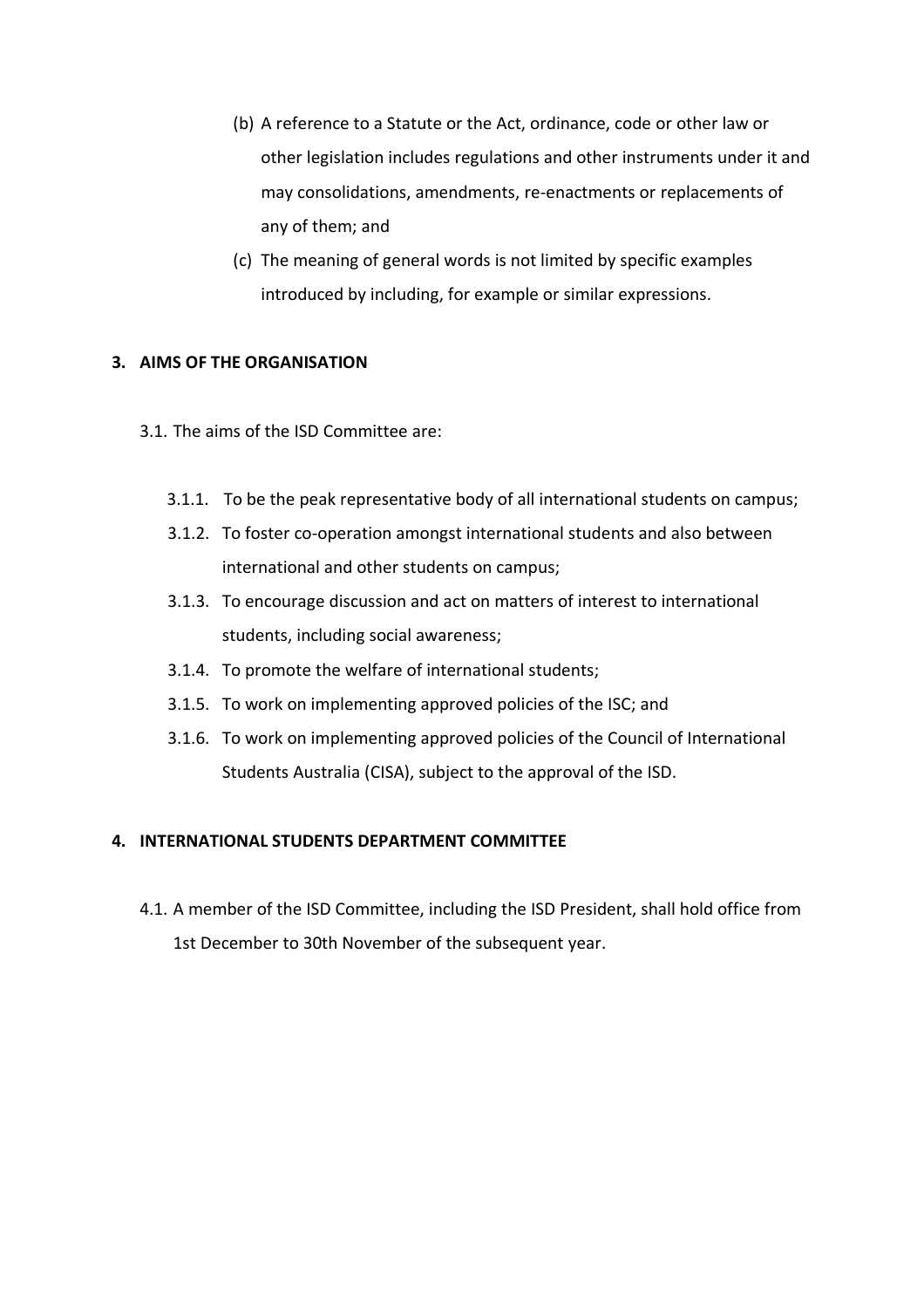(b) A reference to a Statute or the Act, ordinance, code or other law or other legislation includes regulations and other instruments under it and may consolidations, amendments, re-enactments or replacements of any of them; and

(c) The meaning of general words is not limited by specific examples introduced by including, for example or similar expressions.

## 3. AIMS OF THE ORGANISATION

3.1. The aims of the ISD Committee are:

3.1.1. To be the peak representative body of all international students on campus;

3.1.2. To foster co-operation amongst international students and also between international and other students on campus;

3.1.3. To encourage discussion and act on matters of interest to international students, including social awareness;

3.1.4. To promote the welfare of international students;

3.1.5. To work on implementing approved policies of the ISC; and

3.1.6. To work on implementing approved policies of the Council of International Students Australia (CISA), subject to the approval of the ISD.

## 4. INTERNATIONAL STUDENTS DEPARTMENT COMMITTEE

4.1. A member of the ISD Committee, including the ISD President, shall hold office from 1st December to 30th November of the subsequent year.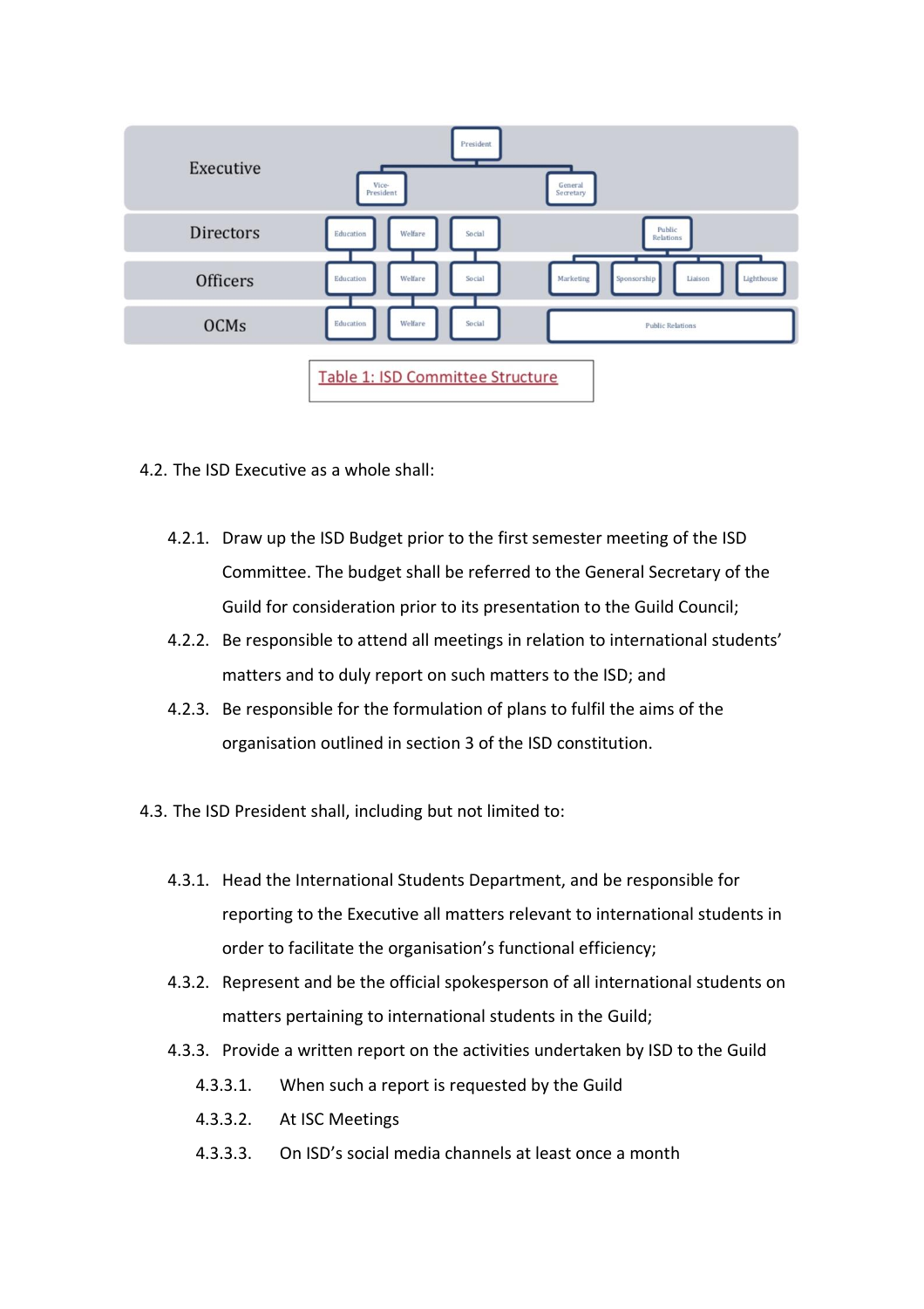| Level | | | | | | | |
|---|---|---|---|---|---|---|---|
| Executive | President | | | | | | |
| | Vice-President | | | General Secretary | | | |
| Directors | Education | Welfare | Social | Public Relations | | | |
| Officers | Education | Welfare | Social | Marketing | Sponsorship | Liaison | Lighthouse |
| OCMs | Education | Welfare | Social | Public Relations | | | |

Table 1: ISD Committee Structure

4.2. The ISD Executive as a whole shall:

4.2.1. Draw up the ISD Budget prior to the first semester meeting of the ISD Committee. The budget shall be referred to the General Secretary of the Guild for consideration prior to its presentation to the Guild Council;

4.2.2. Be responsible to attend all meetings in relation to international students' matters and to duly report on such matters to the ISD; and

4.2.3. Be responsible for the formulation of plans to fulfil the aims of the organisation outlined in section 3 of the ISD constitution.

4.3. The ISD President shall, including but not limited to:

4.3.1. Head the International Students Department, and be responsible for reporting to the Executive all matters relevant to international students in order to facilitate the organisation's functional efficiency;

4.3.2. Represent and be the official spokesperson of all international students on matters pertaining to international students in the Guild;

4.3.3. Provide a written report on the activities undertaken by ISD to the Guild

4.3.3.1. When such a report is requested by the Guild

4.3.3.2. At ISC Meetings

4.3.3.3. On ISD's social media channels at least once a month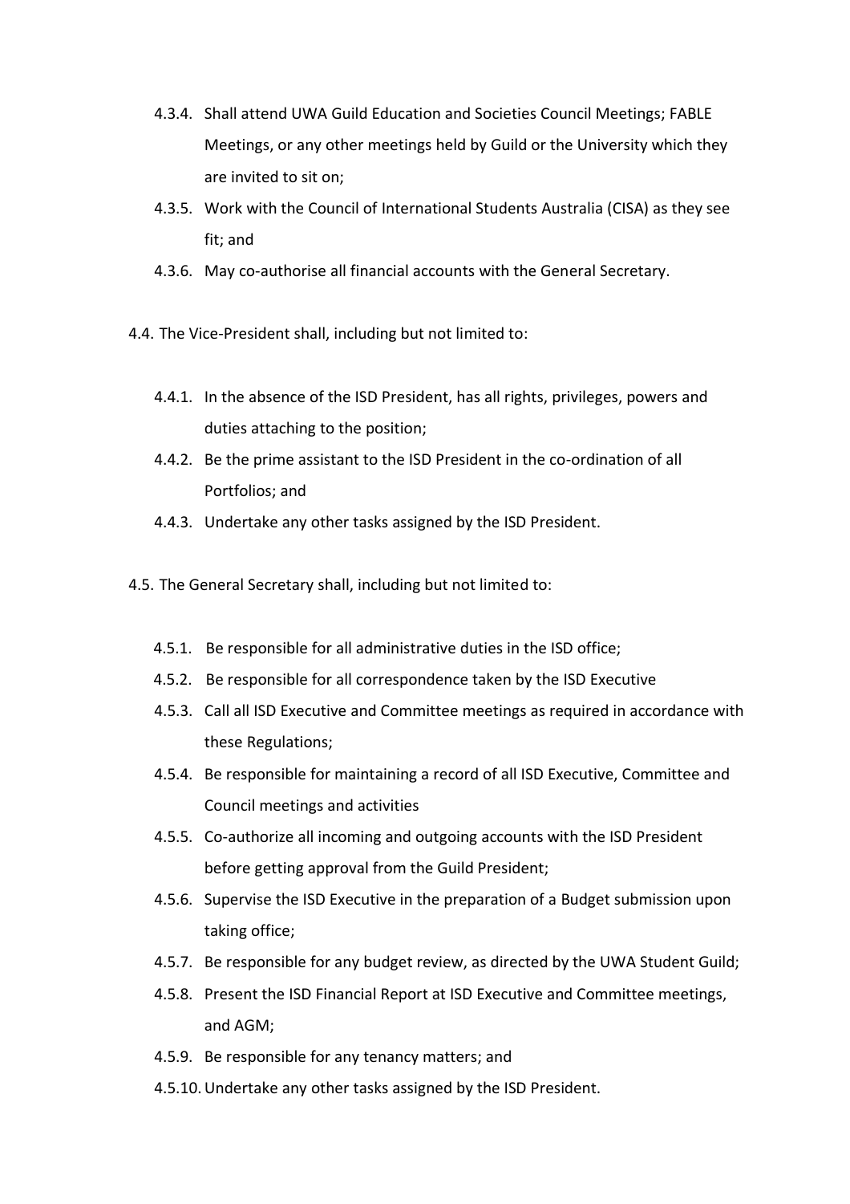4.3.4. Shall attend UWA Guild Education and Societies Council Meetings; FABLE Meetings, or any other meetings held by Guild or the University which they are invited to sit on;

4.3.5. Work with the Council of International Students Australia (CISA) as they see fit; and

4.3.6. May co-authorise all financial accounts with the General Secretary.

4.4. The Vice-President shall, including but not limited to:

4.4.1. In the absence of the ISD President, has all rights, privileges, powers and duties attaching to the position;

4.4.2. Be the prime assistant to the ISD President in the co-ordination of all Portfolios; and

4.4.3. Undertake any other tasks assigned by the ISD President.

4.5. The General Secretary shall, including but not limited to:

4.5.1. Be responsible for all administrative duties in the ISD office;

4.5.2. Be responsible for all correspondence taken by the ISD Executive

4.5.3. Call all ISD Executive and Committee meetings as required in accordance with these Regulations;

4.5.4. Be responsible for maintaining a record of all ISD Executive, Committee and Council meetings and activities

4.5.5. Co-authorize all incoming and outgoing accounts with the ISD President before getting approval from the Guild President;

4.5.6. Supervise the ISD Executive in the preparation of a Budget submission upon taking office;

4.5.7. Be responsible for any budget review, as directed by the UWA Student Guild;

4.5.8. Present the ISD Financial Report at ISD Executive and Committee meetings, and AGM;

4.5.9. Be responsible for any tenancy matters; and

4.5.10. Undertake any other tasks assigned by the ISD President.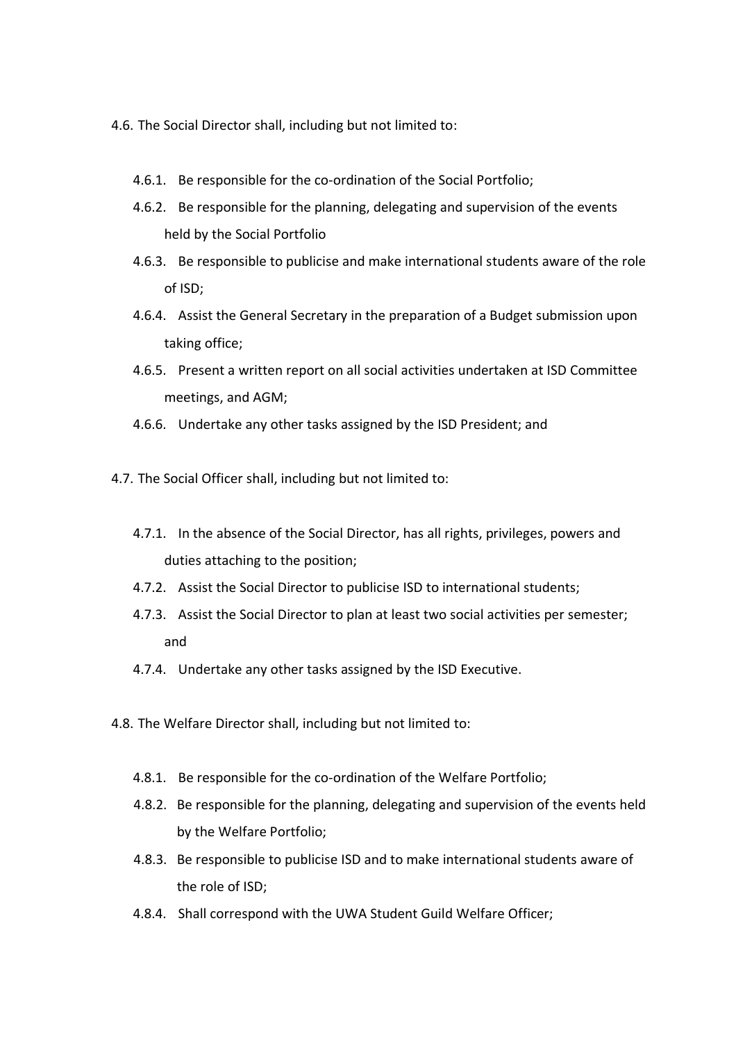4.6. The Social Director shall, including but not limited to:

- 4.6.1. Be responsible for the co-ordination of the Social Portfolio;
- 4.6.2. Be responsible for the planning, delegating and supervision of the events held by the Social Portfolio
- 4.6.3. Be responsible to publicise and make international students aware of the role of ISD;
- 4.6.4. Assist the General Secretary in the preparation of a Budget submission upon taking office;
- 4.6.5. Present a written report on all social activities undertaken at ISD Committee meetings, and AGM;
- 4.6.6. Undertake any other tasks assigned by the ISD President; and

4.7. The Social Officer shall, including but not limited to:

- 4.7.1. In the absence of the Social Director, has all rights, privileges, powers and duties attaching to the position;
- 4.7.2. Assist the Social Director to publicise ISD to international students;
- 4.7.3. Assist the Social Director to plan at least two social activities per semester; and
- 4.7.4. Undertake any other tasks assigned by the ISD Executive.

4.8. The Welfare Director shall, including but not limited to:

- 4.8.1. Be responsible for the co-ordination of the Welfare Portfolio;
- 4.8.2. Be responsible for the planning, delegating and supervision of the events held by the Welfare Portfolio;
- 4.8.3. Be responsible to publicise ISD and to make international students aware of the role of ISD;
- 4.8.4. Shall correspond with the UWA Student Guild Welfare Officer;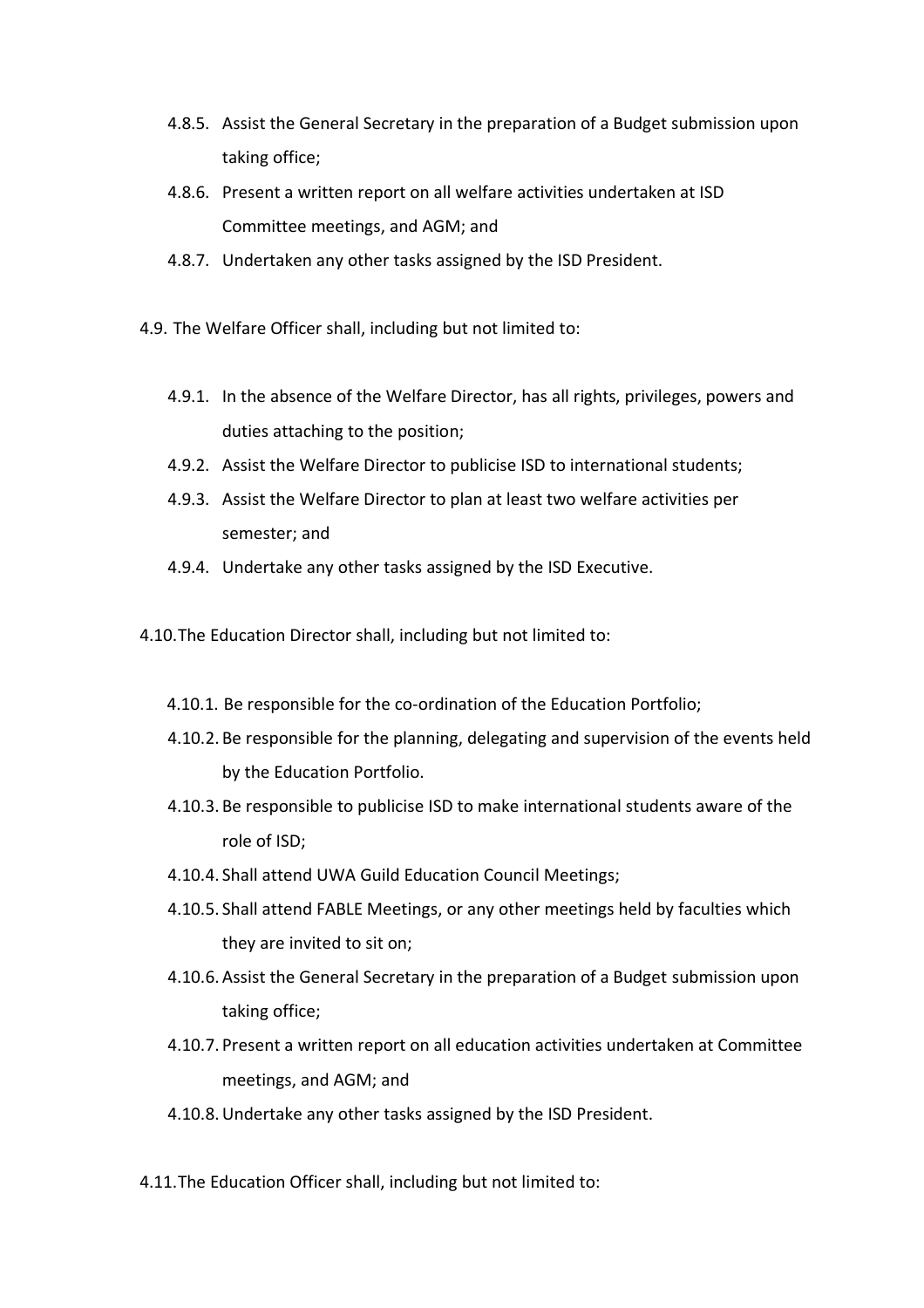- 4.8.5. Assist the General Secretary in the preparation of a Budget submission upon taking office;
- 4.8.6. Present a written report on all welfare activities undertaken at ISD Committee meetings, and AGM; and
- 4.8.7. Undertaken any other tasks assigned by the ISD President.

4.9. The Welfare Officer shall, including but not limited to:

- 4.9.1. In the absence of the Welfare Director, has all rights, privileges, powers and duties attaching to the position;
- 4.9.2. Assist the Welfare Director to publicise ISD to international students;
- 4.9.3. Assist the Welfare Director to plan at least two welfare activities per semester; and
- 4.9.4. Undertake any other tasks assigned by the ISD Executive.

4.10. The Education Director shall, including but not limited to:

- 4.10.1. Be responsible for the co-ordination of the Education Portfolio;
- 4.10.2. Be responsible for the planning, delegating and supervision of the events held by the Education Portfolio.
- 4.10.3. Be responsible to publicise ISD to make international students aware of the role of ISD;
- 4.10.4. Shall attend UWA Guild Education Council Meetings;
- 4.10.5. Shall attend FABLE Meetings, or any other meetings held by faculties which they are invited to sit on;
- 4.10.6. Assist the General Secretary in the preparation of a Budget submission upon taking office;
- 4.10.7. Present a written report on all education activities undertaken at Committee meetings, and AGM; and
- 4.10.8. Undertake any other tasks assigned by the ISD President.

4.11. The Education Officer shall, including but not limited to: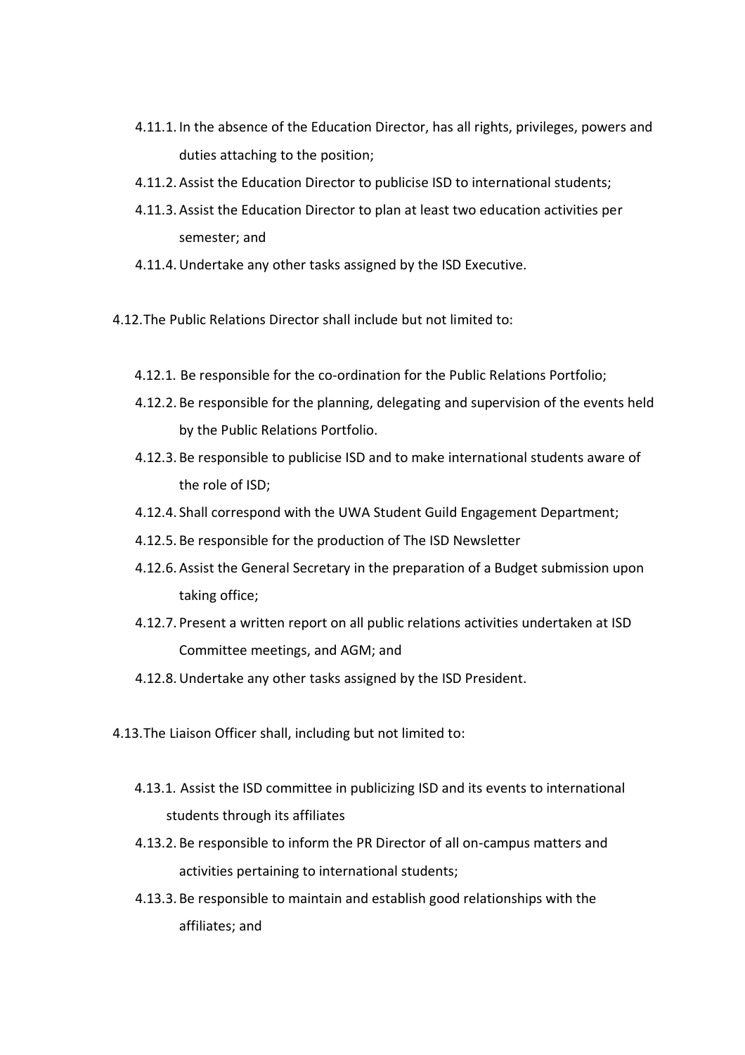- 4.11.1. In the absence of the Education Director, has all rights, privileges, powers and duties attaching to the position;
- 4.11.2. Assist the Education Director to publicise ISD to international students;
- 4.11.3. Assist the Education Director to plan at least two education activities per semester; and
- 4.11.4. Undertake any other tasks assigned by the ISD Executive.

4.12. The Public Relations Director shall include but not limited to:

- 4.12.1. Be responsible for the co-ordination for the Public Relations Portfolio;
- 4.12.2. Be responsible for the planning, delegating and supervision of the events held by the Public Relations Portfolio.
- 4.12.3. Be responsible to publicise ISD and to make international students aware of the role of ISD;
- 4.12.4. Shall correspond with the UWA Student Guild Engagement Department;
- 4.12.5. Be responsible for the production of The ISD Newsletter
- 4.12.6. Assist the General Secretary in the preparation of a Budget submission upon taking office;
- 4.12.7. Present a written report on all public relations activities undertaken at ISD Committee meetings, and AGM; and
- 4.12.8. Undertake any other tasks assigned by the ISD President.

4.13. The Liaison Officer shall, including but not limited to:

- 4.13.1. Assist the ISD committee in publicizing ISD and its events to international students through its affiliates
- 4.13.2. Be responsible to inform the PR Director of all on-campus matters and activities pertaining to international students;
- 4.13.3. Be responsible to maintain and establish good relationships with the affiliates; and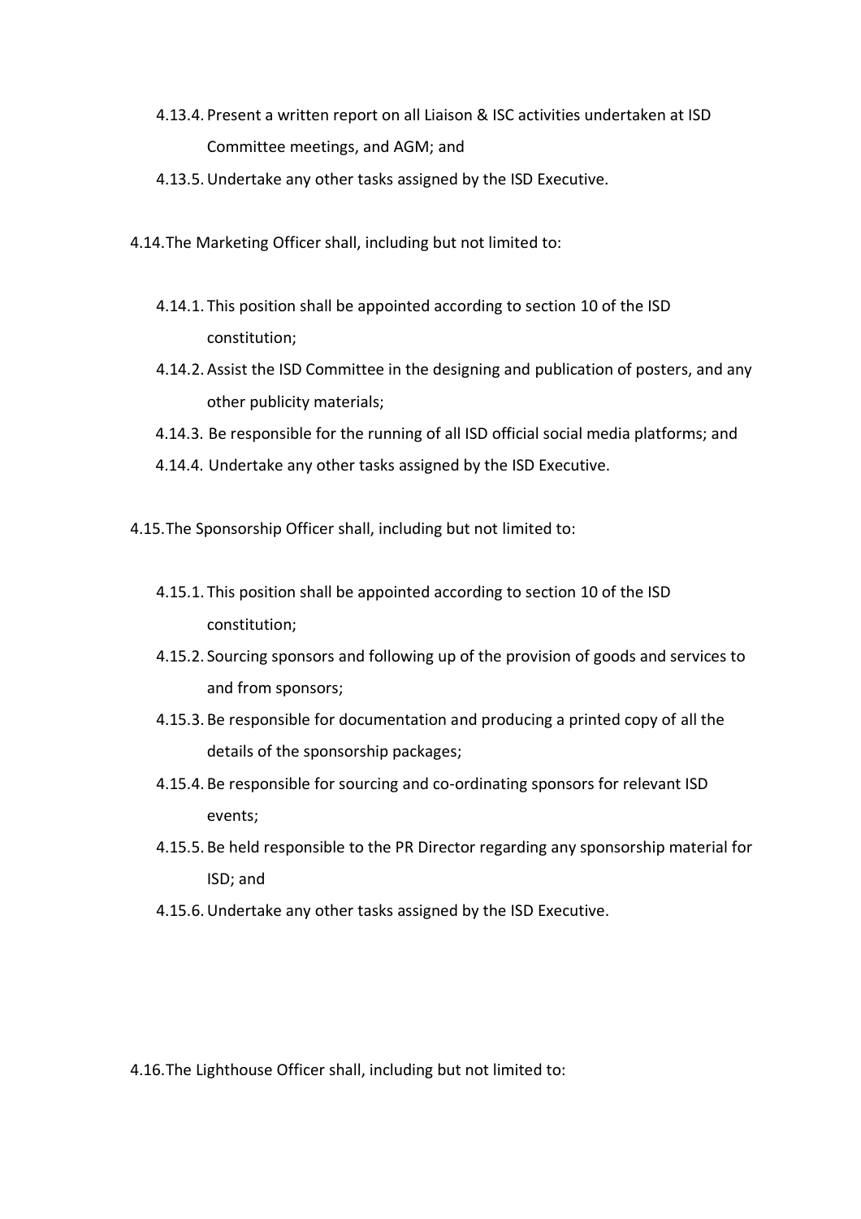- 4.13.4. Present a written report on all Liaison & ISC activities undertaken at ISD Committee meetings, and AGM; and
- 4.13.5. Undertake any other tasks assigned by the ISD Executive.

4.14. The Marketing Officer shall, including but not limited to:

- 4.14.1. This position shall be appointed according to section 10 of the ISD constitution;
- 4.14.2. Assist the ISD Committee in the designing and publication of posters, and any other publicity materials;
- 4.14.3. Be responsible for the running of all ISD official social media platforms; and
- 4.14.4. Undertake any other tasks assigned by the ISD Executive.

4.15. The Sponsorship Officer shall, including but not limited to:

- 4.15.1. This position shall be appointed according to section 10 of the ISD constitution;
- 4.15.2. Sourcing sponsors and following up of the provision of goods and services to and from sponsors;
- 4.15.3. Be responsible for documentation and producing a printed copy of all the details of the sponsorship packages;
- 4.15.4. Be responsible for sourcing and co-ordinating sponsors for relevant ISD events;
- 4.15.5. Be held responsible to the PR Director regarding any sponsorship material for ISD; and
- 4.15.6. Undertake any other tasks assigned by the ISD Executive.

4.16. The Lighthouse Officer shall, including but not limited to: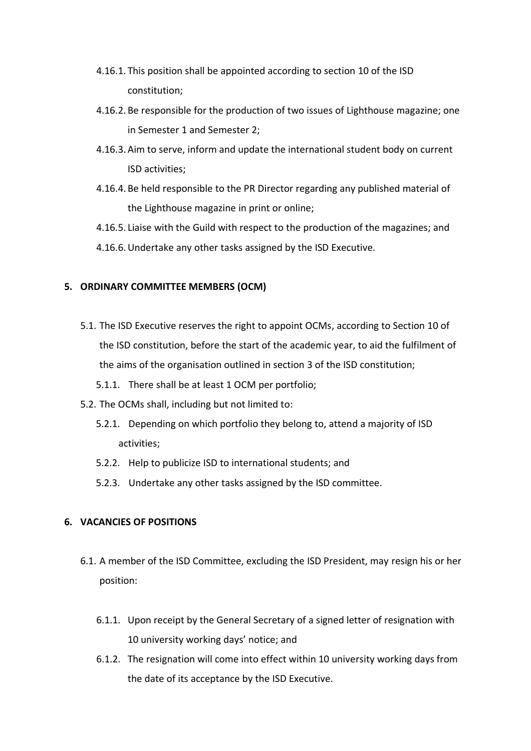- 4.16.1. This position shall be appointed according to section 10 of the ISD constitution;
- 4.16.2. Be responsible for the production of two issues of Lighthouse magazine; one in Semester 1 and Semester 2;
- 4.16.3. Aim to serve, inform and update the international student body on current ISD activities;
- 4.16.4. Be held responsible to the PR Director regarding any published material of the Lighthouse magazine in print or online;
- 4.16.5. Liaise with the Guild with respect to the production of the magazines; and
- 4.16.6. Undertake any other tasks assigned by the ISD Executive.

## 5. ORDINARY COMMITTEE MEMBERS (OCM)

- 5.1. The ISD Executive reserves the right to appoint OCMs, according to Section 10 of the ISD constitution, before the start of the academic year, to aid the fulfilment of the aims of the organisation outlined in section 3 of the ISD constitution;
  - 5.1.1. There shall be at least 1 OCM per portfolio;
- 5.2. The OCMs shall, including but not limited to:
  - 5.2.1. Depending on which portfolio they belong to, attend a majority of ISD activities;
  - 5.2.2. Help to publicize ISD to international students; and
  - 5.2.3. Undertake any other tasks assigned by the ISD committee.

## 6. VACANCIES OF POSITIONS

- 6.1. A member of the ISD Committee, excluding the ISD President, may resign his or her position:
  - 6.1.1. Upon receipt by the General Secretary of a signed letter of resignation with 10 university working days' notice; and
  - 6.1.2. The resignation will come into effect within 10 university working days from the date of its acceptance by the ISD Executive.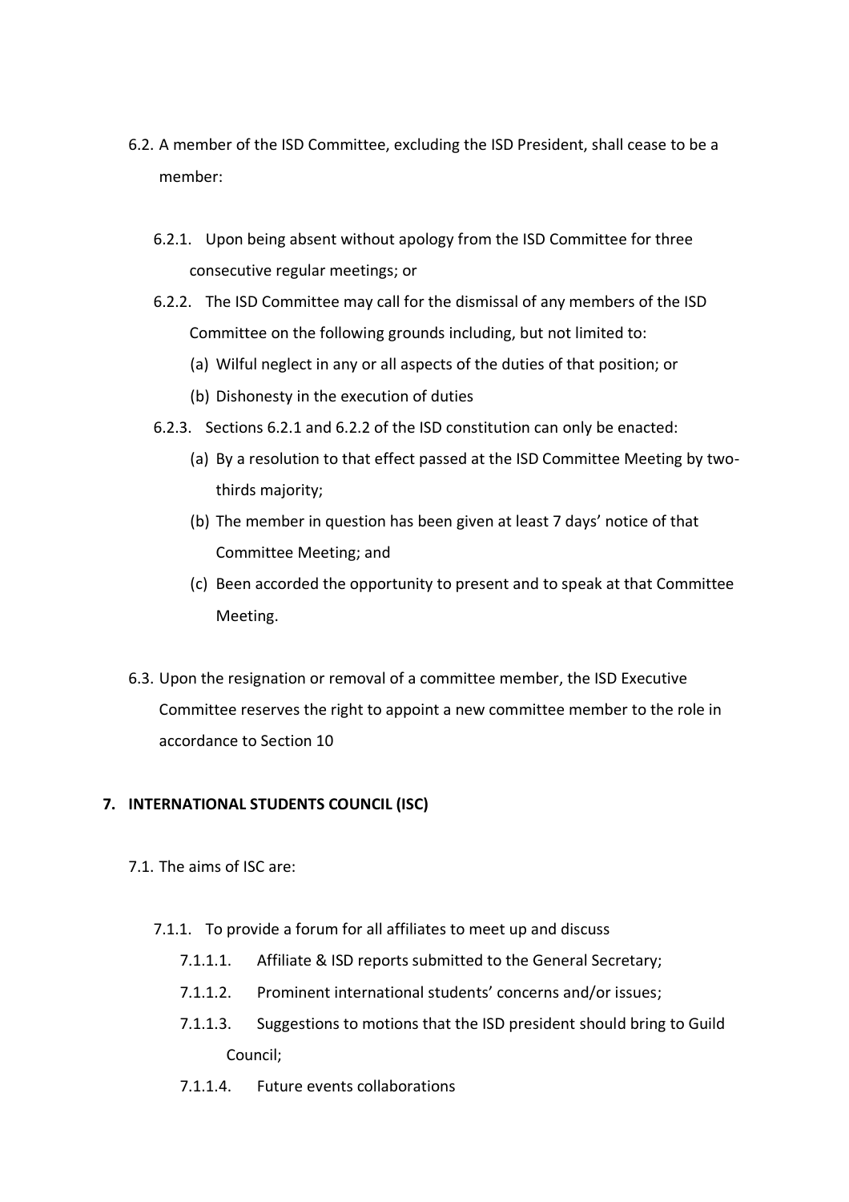6.2. A member of the ISD Committee, excluding the ISD President, shall cease to be a member:

   6.2.1. Upon being absent without apology from the ISD Committee for three consecutive regular meetings; or

   6.2.2. The ISD Committee may call for the dismissal of any members of the ISD Committee on the following grounds including, but not limited to:

      (a) Wilful neglect in any or all aspects of the duties of that position; or

      (b) Dishonesty in the execution of duties

   6.2.3. Sections 6.2.1 and 6.2.2 of the ISD constitution can only be enacted:

      (a) By a resolution to that effect passed at the ISD Committee Meeting by two-thirds majority;

      (b) The member in question has been given at least 7 days' notice of that Committee Meeting; and

      (c) Been accorded the opportunity to present and to speak at that Committee Meeting.

6.3. Upon the resignation or removal of a committee member, the ISD Executive Committee reserves the right to appoint a new committee member to the role in accordance to Section 10

## 7. INTERNATIONAL STUDENTS COUNCIL (ISC)

7.1. The aims of ISC are:

   7.1.1. To provide a forum for all affiliates to meet up and discuss

      7.1.1.1. Affiliate & ISD reports submitted to the General Secretary;

      7.1.1.2. Prominent international students' concerns and/or issues;

      7.1.1.3. Suggestions to motions that the ISD president should bring to Guild Council;

      7.1.1.4. Future events collaborations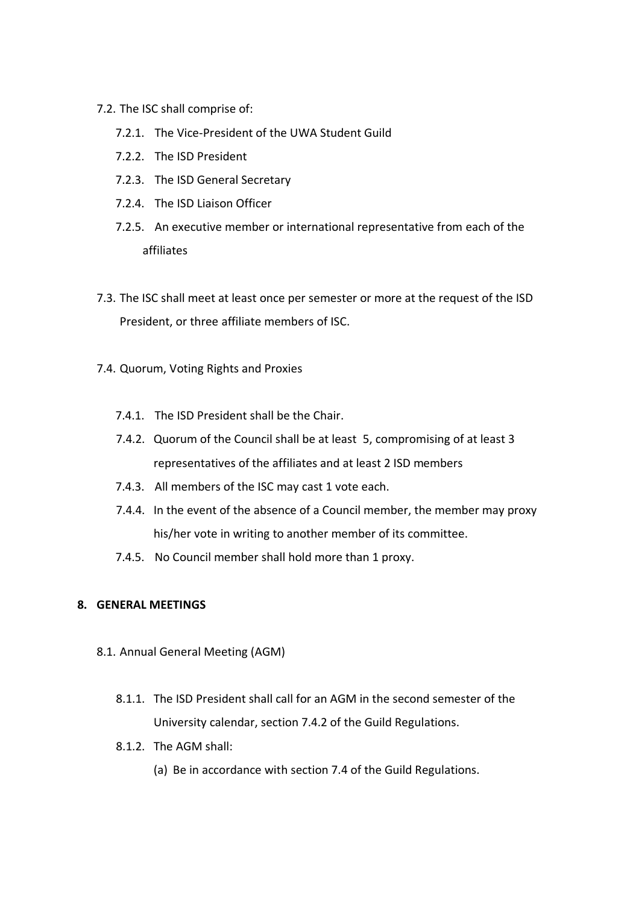7.2. The ISC shall comprise of:

7.2.1. The Vice-President of the UWA Student Guild

7.2.2. The ISD President

7.2.3. The ISD General Secretary

7.2.4. The ISD Liaison Officer

7.2.5. An executive member or international representative from each of the affiliates

7.3. The ISC shall meet at least once per semester or more at the request of the ISD President, or three affiliate members of ISC.

7.4. Quorum, Voting Rights and Proxies

7.4.1. The ISD President shall be the Chair.

7.4.2. Quorum of the Council shall be at least 5, compromising of at least 3 representatives of the affiliates and at least 2 ISD members

7.4.3. All members of the ISC may cast 1 vote each.

7.4.4. In the event of the absence of a Council member, the member may proxy his/her vote in writing to another member of its committee.

7.4.5. No Council member shall hold more than 1 proxy.

## 8. GENERAL MEETINGS

8.1. Annual General Meeting (AGM)

8.1.1. The ISD President shall call for an AGM in the second semester of the University calendar, section 7.4.2 of the Guild Regulations.

8.1.2. The AGM shall:

(a) Be in accordance with section 7.4 of the Guild Regulations.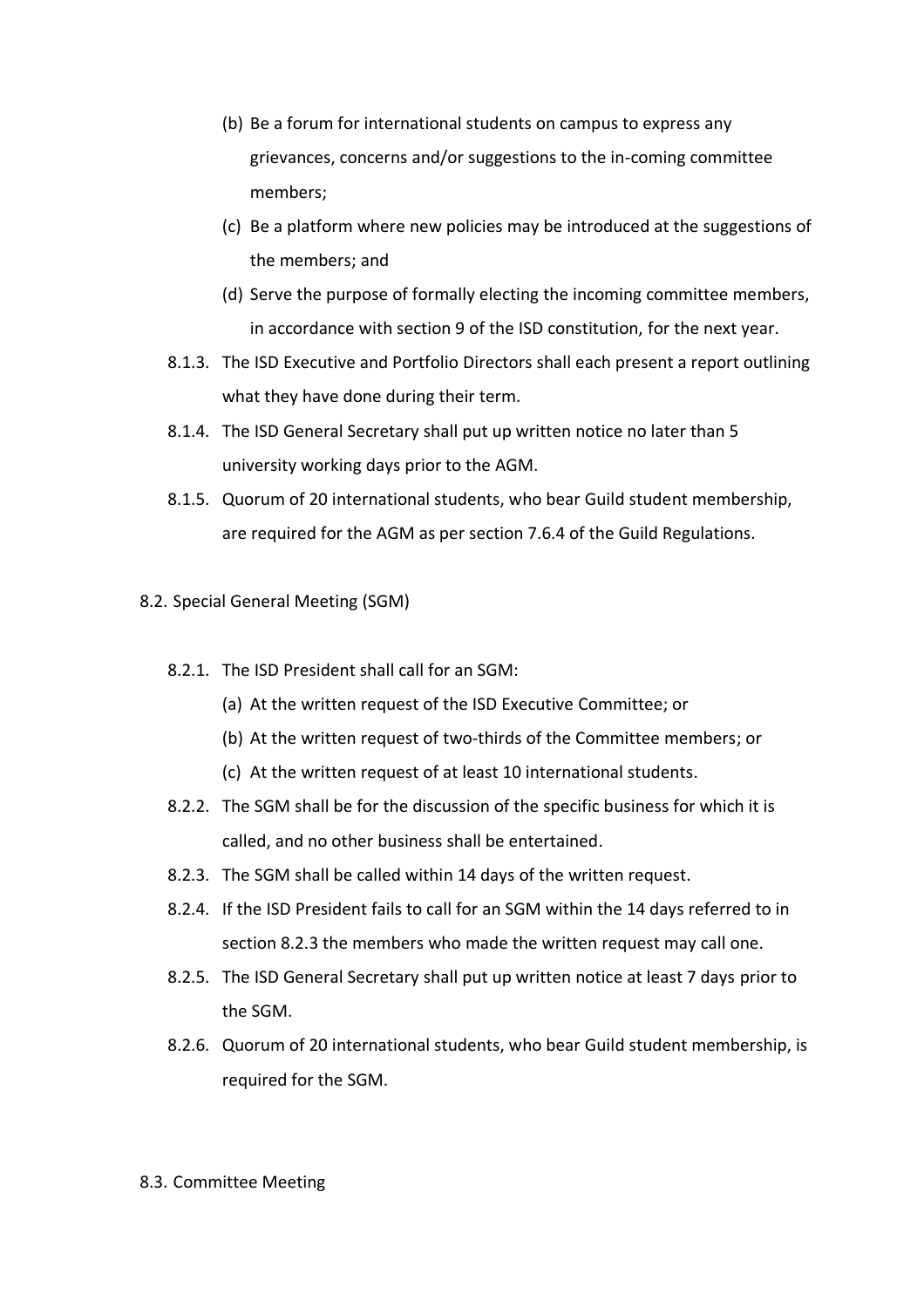(b) Be a forum for international students on campus to express any grievances, concerns and/or suggestions to the in-coming committee members;

(c) Be a platform where new policies may be introduced at the suggestions of the members; and

(d) Serve the purpose of formally electing the incoming committee members, in accordance with section 9 of the ISD constitution, for the next year.

8.1.3. The ISD Executive and Portfolio Directors shall each present a report outlining what they have done during their term.

8.1.4. The ISD General Secretary shall put up written notice no later than 5 university working days prior to the AGM.

8.1.5. Quorum of 20 international students, who bear Guild student membership, are required for the AGM as per section 7.6.4 of the Guild Regulations.

8.2. Special General Meeting (SGM)

8.2.1. The ISD President shall call for an SGM:

(a) At the written request of the ISD Executive Committee; or

(b) At the written request of two-thirds of the Committee members; or

(c) At the written request of at least 10 international students.

8.2.2. The SGM shall be for the discussion of the specific business for which it is called, and no other business shall be entertained.

8.2.3. The SGM shall be called within 14 days of the written request.

8.2.4. If the ISD President fails to call for an SGM within the 14 days referred to in section 8.2.3 the members who made the written request may call one.

8.2.5. The ISD General Secretary shall put up written notice at least 7 days prior to the SGM.

8.2.6. Quorum of 20 international students, who bear Guild student membership, is required for the SGM.

8.3. Committee Meeting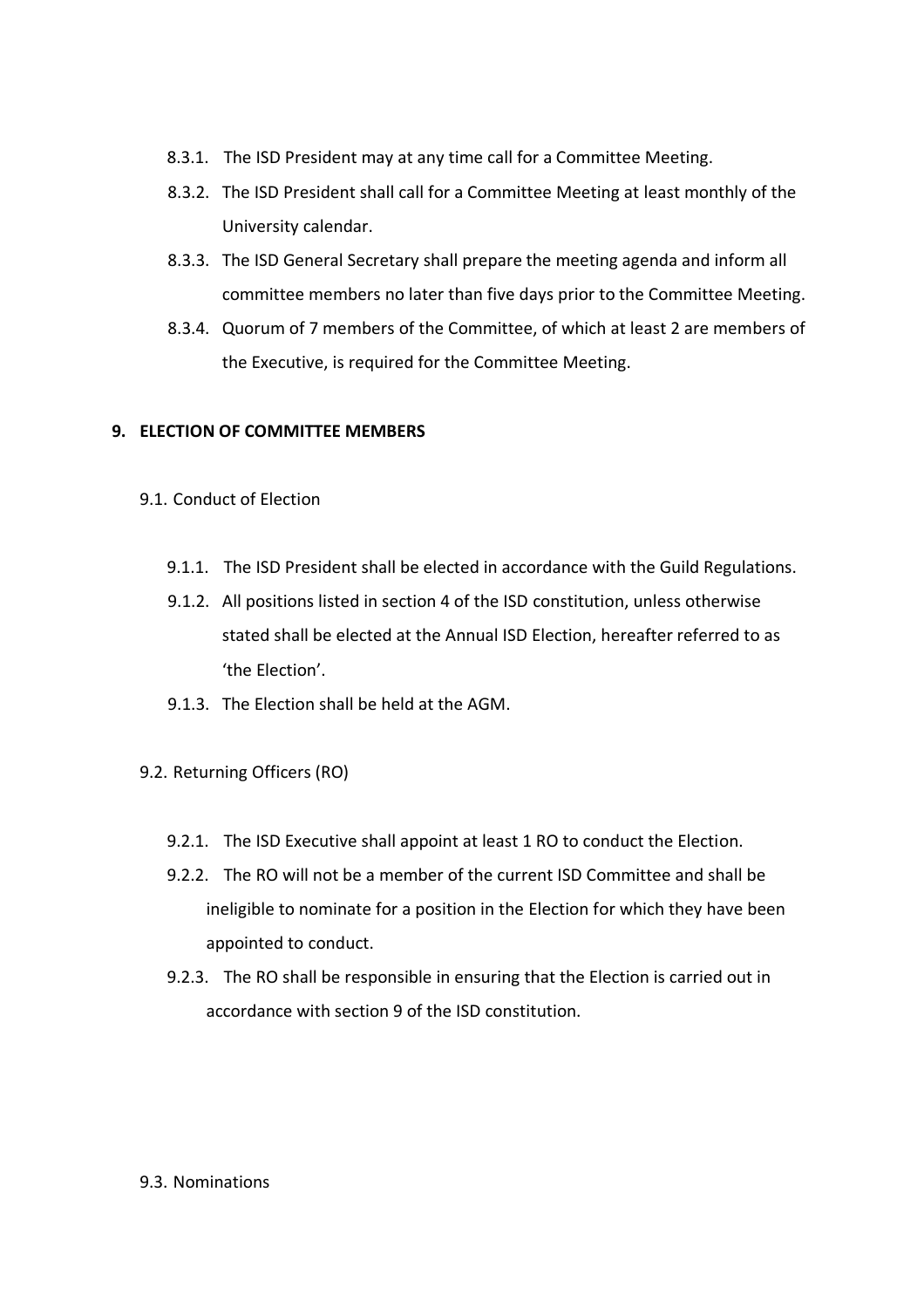- 8.3.1. The ISD President may at any time call for a Committee Meeting.
- 8.3.2. The ISD President shall call for a Committee Meeting at least monthly of the University calendar.
- 8.3.3. The ISD General Secretary shall prepare the meeting agenda and inform all committee members no later than five days prior to the Committee Meeting.
- 8.3.4. Quorum of 7 members of the Committee, of which at least 2 are members of the Executive, is required for the Committee Meeting.

## 9. ELECTION OF COMMITTEE MEMBERS

### 9.1. Conduct of Election

- 9.1.1. The ISD President shall be elected in accordance with the Guild Regulations.
- 9.1.2. All positions listed in section 4 of the ISD constitution, unless otherwise stated shall be elected at the Annual ISD Election, hereafter referred to as 'the Election'.
- 9.1.3. The Election shall be held at the AGM.

### 9.2. Returning Officers (RO)

- 9.2.1. The ISD Executive shall appoint at least 1 RO to conduct the Election.
- 9.2.2. The RO will not be a member of the current ISD Committee and shall be ineligible to nominate for a position in the Election for which they have been appointed to conduct.
- 9.2.3. The RO shall be responsible in ensuring that the Election is carried out in accordance with section 9 of the ISD constitution.

### 9.3. Nominations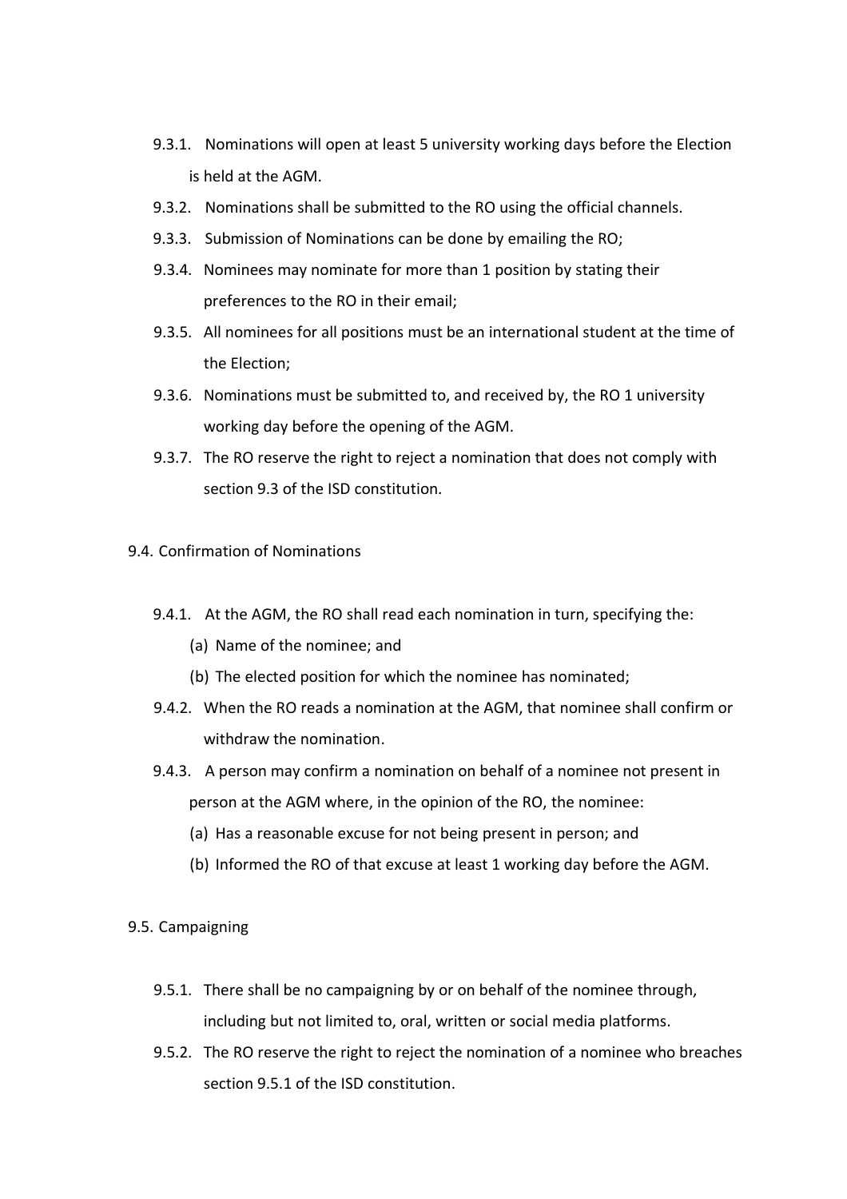- 9.3.1. Nominations will open at least 5 university working days before the Election is held at the AGM.
- 9.3.2. Nominations shall be submitted to the RO using the official channels.
- 9.3.3. Submission of Nominations can be done by emailing the RO;
- 9.3.4. Nominees may nominate for more than 1 position by stating their preferences to the RO in their email;
- 9.3.5. All nominees for all positions must be an international student at the time of the Election;
- 9.3.6. Nominations must be submitted to, and received by, the RO 1 university working day before the opening of the AGM.
- 9.3.7. The RO reserve the right to reject a nomination that does not comply with section 9.3 of the ISD constitution.

9.4. Confirmation of Nominations

- 9.4.1. At the AGM, the RO shall read each nomination in turn, specifying the:
  - (a) Name of the nominee; and
  - (b) The elected position for which the nominee has nominated;
- 9.4.2. When the RO reads a nomination at the AGM, that nominee shall confirm or withdraw the nomination.
- 9.4.3. A person may confirm a nomination on behalf of a nominee not present in person at the AGM where, in the opinion of the RO, the nominee:
  - (a) Has a reasonable excuse for not being present in person; and
  - (b) Informed the RO of that excuse at least 1 working day before the AGM.

9.5. Campaigning

- 9.5.1. There shall be no campaigning by or on behalf of the nominee through, including but not limited to, oral, written or social media platforms.
- 9.5.2. The RO reserve the right to reject the nomination of a nominee who breaches section 9.5.1 of the ISD constitution.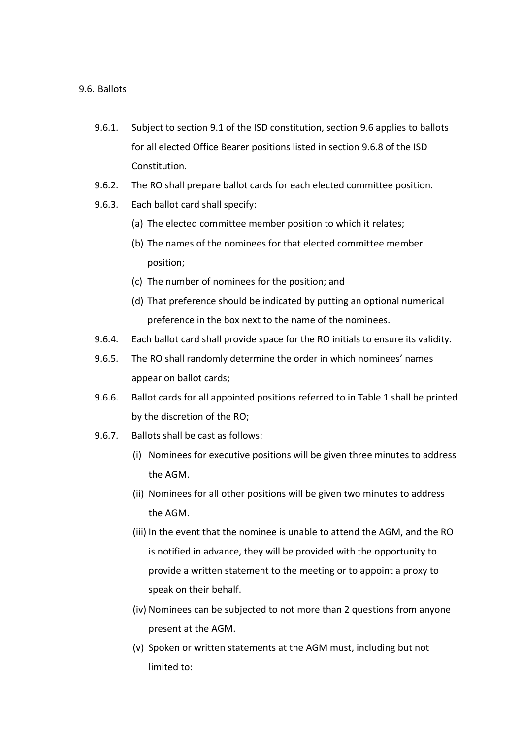9.6. Ballots

9.6.1. Subject to section 9.1 of the ISD constitution, section 9.6 applies to ballots for all elected Office Bearer positions listed in section 9.6.8 of the ISD Constitution.

9.6.2. The RO shall prepare ballot cards for each elected committee position.

9.6.3. Each ballot card shall specify:

(a) The elected committee member position to which it relates;

(b) The names of the nominees for that elected committee member position;

(c) The number of nominees for the position; and

(d) That preference should be indicated by putting an optional numerical preference in the box next to the name of the nominees.

9.6.4. Each ballot card shall provide space for the RO initials to ensure its validity.

9.6.5. The RO shall randomly determine the order in which nominees' names appear on ballot cards;

9.6.6. Ballot cards for all appointed positions referred to in Table 1 shall be printed by the discretion of the RO;

9.6.7. Ballots shall be cast as follows:

(i) Nominees for executive positions will be given three minutes to address the AGM.

(ii) Nominees for all other positions will be given two minutes to address the AGM.

(iii) In the event that the nominee is unable to attend the AGM, and the RO is notified in advance, they will be provided with the opportunity to provide a written statement to the meeting or to appoint a proxy to speak on their behalf.

(iv) Nominees can be subjected to not more than 2 questions from anyone present at the AGM.

(v) Spoken or written statements at the AGM must, including but not limited to: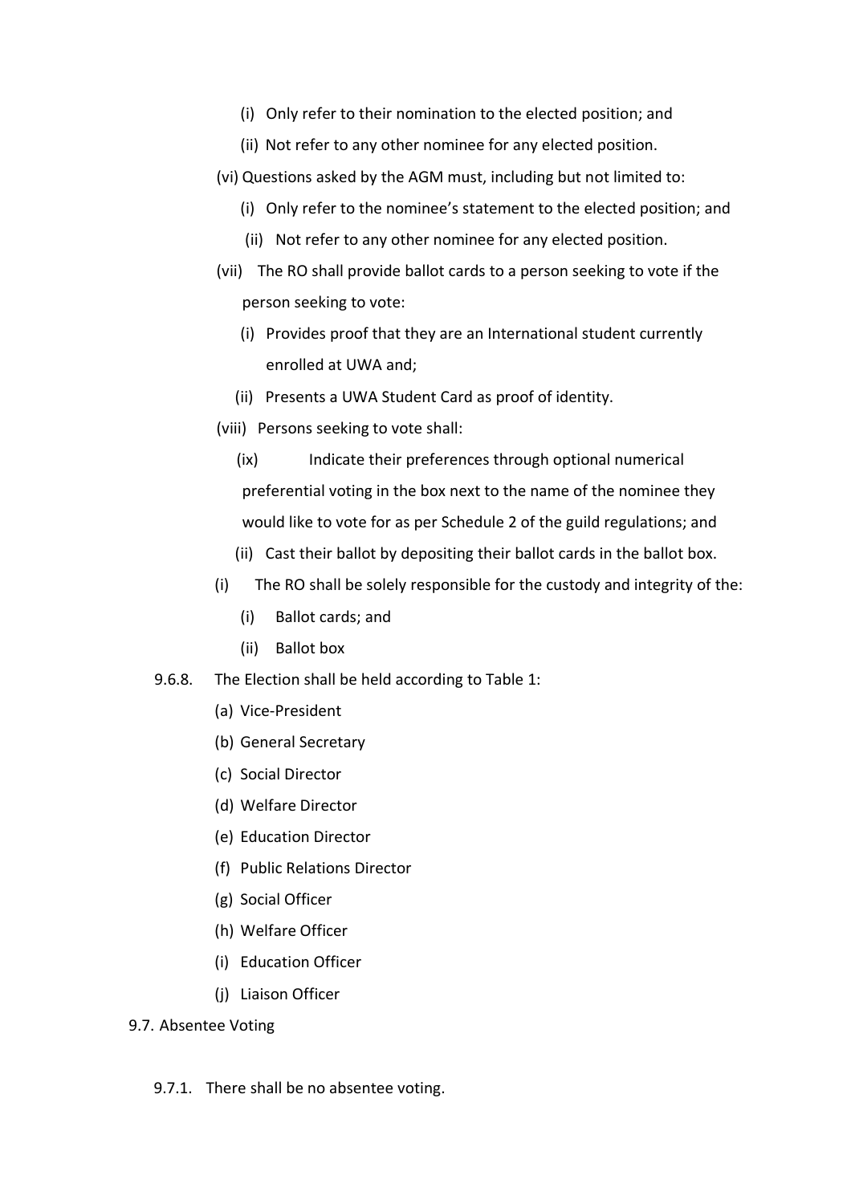- (i) Only refer to their nomination to the elected position; and
    - (ii) Not refer to any other nominee for any elected position.
  - (vi) Questions asked by the AGM must, including but not limited to:
    - (i) Only refer to the nominee's statement to the elected position; and
    - (ii) Not refer to any other nominee for any elected position.
  - (vii) The RO shall provide ballot cards to a person seeking to vote if the person seeking to vote:
    - (i) Provides proof that they are an International student currently enrolled at UWA and;
    - (ii) Presents a UWA Student Card as proof of identity.
  - (viii) Persons seeking to vote shall:
    - (ix) Indicate their preferences through optional numerical preferential voting in the box next to the name of the nominee they would like to vote for as per Schedule 2 of the guild regulations; and
    - (ii) Cast their ballot by depositing their ballot cards in the ballot box.
  - (i) The RO shall be solely responsible for the custody and integrity of the:
    - (i) Ballot cards; and
    - (ii) Ballot box

9.6.8. The Election shall be held according to Table 1:

- (a) Vice-President
- (b) General Secretary
- (c) Social Director
- (d) Welfare Director
- (e) Education Director
- (f) Public Relations Director
- (g) Social Officer
- (h) Welfare Officer
- (i) Education Officer
- (j) Liaison Officer

9.7. Absentee Voting

9.7.1. There shall be no absentee voting.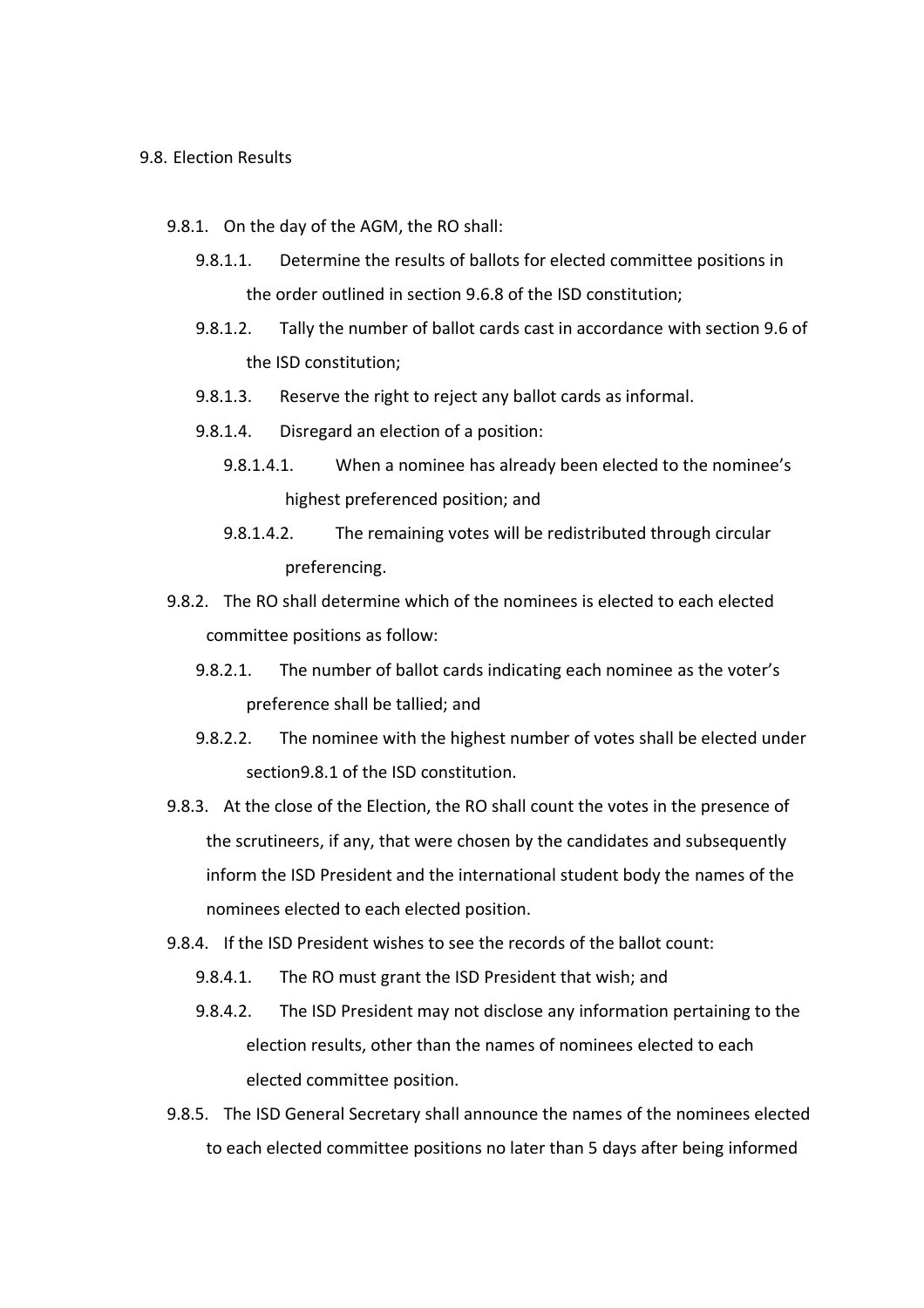9.8. Election Results

- 9.8.1. On the day of the AGM, the RO shall:
  - 9.8.1.1. Determine the results of ballots for elected committee positions in the order outlined in section 9.6.8 of the ISD constitution;
  - 9.8.1.2. Tally the number of ballot cards cast in accordance with section 9.6 of the ISD constitution;
  - 9.8.1.3. Reserve the right to reject any ballot cards as informal.
  - 9.8.1.4. Disregard an election of a position:
    - 9.8.1.4.1. When a nominee has already been elected to the nominee's highest preferenced position; and
    - 9.8.1.4.2. The remaining votes will be redistributed through circular preferencing.
- 9.8.2. The RO shall determine which of the nominees is elected to each elected committee positions as follow:
  - 9.8.2.1. The number of ballot cards indicating each nominee as the voter's preference shall be tallied; and
  - 9.8.2.2. The nominee with the highest number of votes shall be elected under section9.8.1 of the ISD constitution.
- 9.8.3. At the close of the Election, the RO shall count the votes in the presence of the scrutineers, if any, that were chosen by the candidates and subsequently inform the ISD President and the international student body the names of the nominees elected to each elected position.
- 9.8.4. If the ISD President wishes to see the records of the ballot count:
  - 9.8.4.1. The RO must grant the ISD President that wish; and
  - 9.8.4.2. The ISD President may not disclose any information pertaining to the election results, other than the names of nominees elected to each elected committee position.
- 9.8.5. The ISD General Secretary shall announce the names of the nominees elected to each elected committee positions no later than 5 days after being informed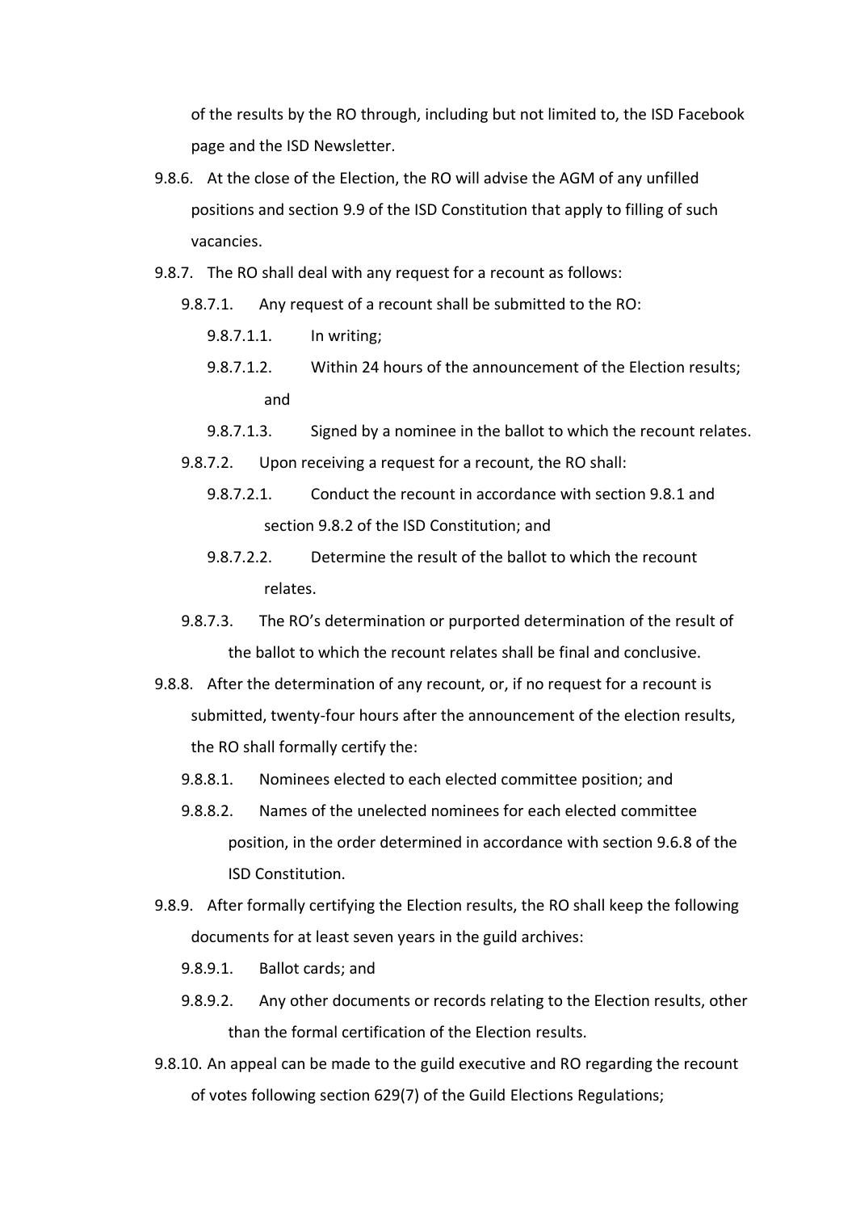of the results by the RO through, including but not limited to, the ISD Facebook page and the ISD Newsletter.

9.8.6. At the close of the Election, the RO will advise the AGM of any unfilled positions and section 9.9 of the ISD Constitution that apply to filling of such vacancies.

9.8.7. The RO shall deal with any request for a recount as follows:

- 9.8.7.1. Any request of a recount shall be submitted to the RO:
  - 9.8.7.1.1. In writing;
  - 9.8.7.1.2. Within 24 hours of the announcement of the Election results; and
  - 9.8.7.1.3. Signed by a nominee in the ballot to which the recount relates.
- 9.8.7.2. Upon receiving a request for a recount, the RO shall:
  - 9.8.7.2.1. Conduct the recount in accordance with section 9.8.1 and section 9.8.2 of the ISD Constitution; and
  - 9.8.7.2.2. Determine the result of the ballot to which the recount relates.
- 9.8.7.3. The RO's determination or purported determination of the result of the ballot to which the recount relates shall be final and conclusive.

9.8.8. After the determination of any recount, or, if no request for a recount is submitted, twenty-four hours after the announcement of the election results, the RO shall formally certify the:

- 9.8.8.1. Nominees elected to each elected committee position; and
- 9.8.8.2. Names of the unelected nominees for each elected committee position, in the order determined in accordance with section 9.6.8 of the ISD Constitution.

9.8.9. After formally certifying the Election results, the RO shall keep the following documents for at least seven years in the guild archives:

- 9.8.9.1. Ballot cards; and
- 9.8.9.2. Any other documents or records relating to the Election results, other than the formal certification of the Election results.

9.8.10. An appeal can be made to the guild executive and RO regarding the recount of votes following section 629(7) of the Guild Elections Regulations;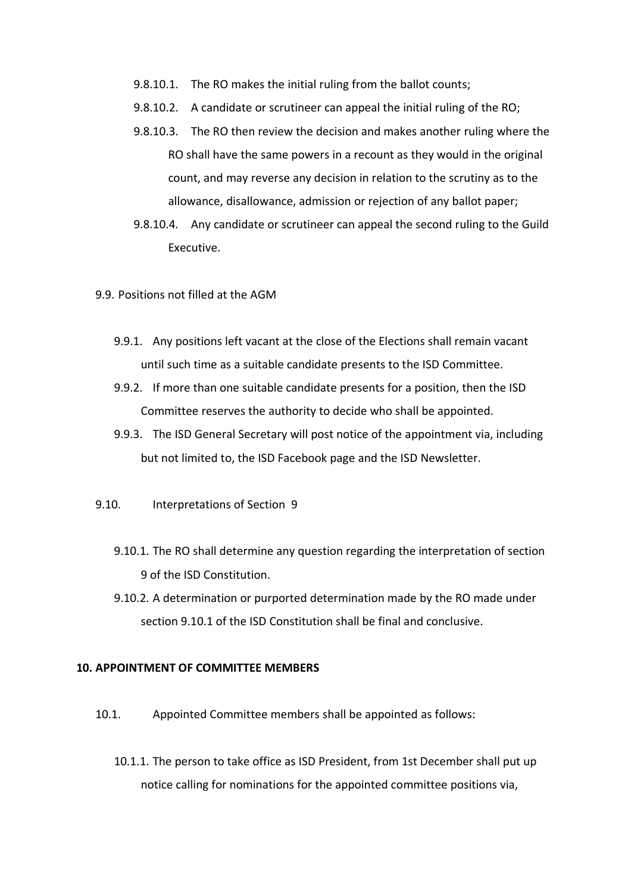- 9.8.10.1. The RO makes the initial ruling from the ballot counts;
- 9.8.10.2. A candidate or scrutineer can appeal the initial ruling of the RO;
- 9.8.10.3. The RO then review the decision and makes another ruling where the RO shall have the same powers in a recount as they would in the original count, and may reverse any decision in relation to the scrutiny as to the allowance, disallowance, admission or rejection of any ballot paper;
- 9.8.10.4. Any candidate or scrutineer can appeal the second ruling to the Guild Executive.

9.9. Positions not filled at the AGM

- 9.9.1. Any positions left vacant at the close of the Elections shall remain vacant until such time as a suitable candidate presents to the ISD Committee.
- 9.9.2. If more than one suitable candidate presents for a position, then the ISD Committee reserves the authority to decide who shall be appointed.
- 9.9.3. The ISD General Secretary will post notice of the appointment via, including but not limited to, the ISD Facebook page and the ISD Newsletter.

9.10. Interpretations of Section 9

- 9.10.1. The RO shall determine any question regarding the interpretation of section 9 of the ISD Constitution.
- 9.10.2. A determination or purported determination made by the RO made under section 9.10.1 of the ISD Constitution shall be final and conclusive.

**10. APPOINTMENT OF COMMITTEE MEMBERS**

10.1. Appointed Committee members shall be appointed as follows:

- 10.1.1. The person to take office as ISD President, from 1st December shall put up notice calling for nominations for the appointed committee positions via,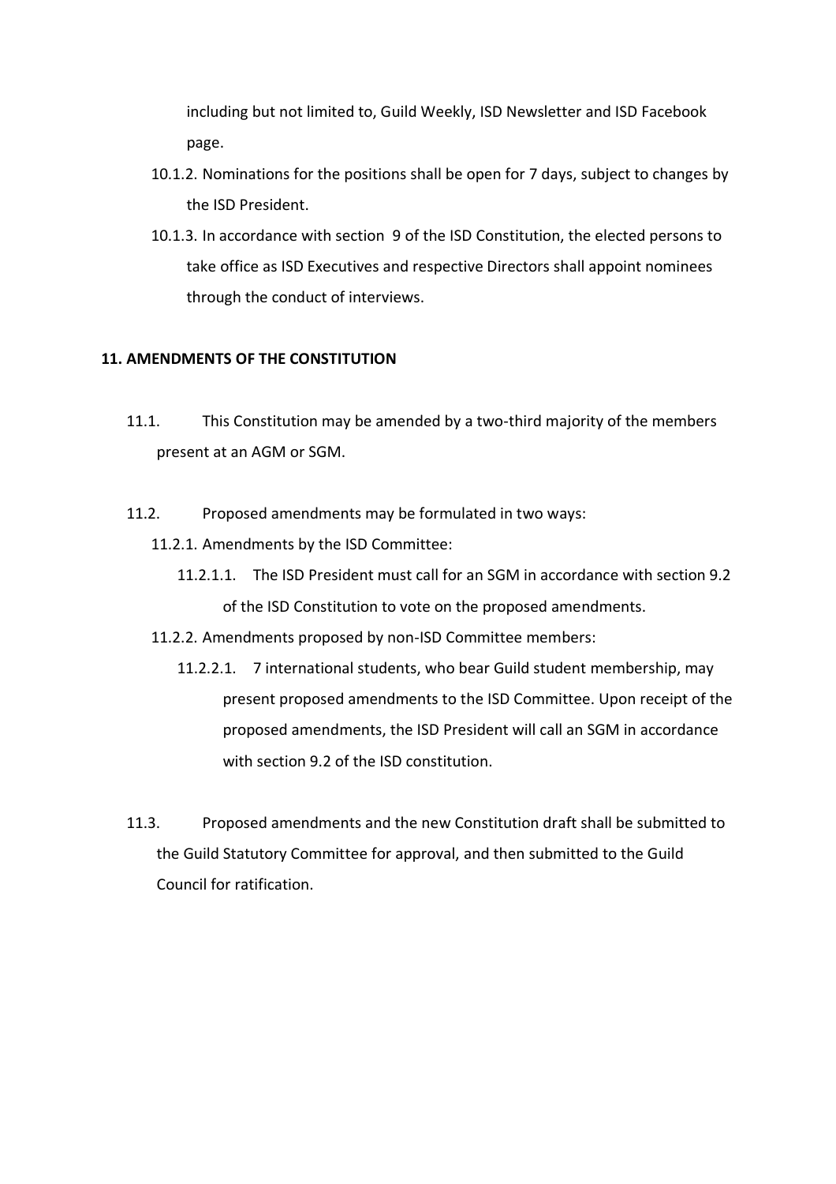including but not limited to, Guild Weekly, ISD Newsletter and ISD Facebook page.

10.1.2. Nominations for the positions shall be open for 7 days, subject to changes by the ISD President.

10.1.3. In accordance with section 9 of the ISD Constitution, the elected persons to take office as ISD Executives and respective Directors shall appoint nominees through the conduct of interviews.

## 11. AMENDMENTS OF THE CONSTITUTION

11.1. This Constitution may be amended by a two-third majority of the members present at an AGM or SGM.

11.2. Proposed amendments may be formulated in two ways:

11.2.1. Amendments by the ISD Committee:

11.2.1.1. The ISD President must call for an SGM in accordance with section 9.2 of the ISD Constitution to vote on the proposed amendments.

11.2.2. Amendments proposed by non-ISD Committee members:

11.2.2.1. 7 international students, who bear Guild student membership, may present proposed amendments to the ISD Committee. Upon receipt of the proposed amendments, the ISD President will call an SGM in accordance with section 9.2 of the ISD constitution.

11.3. Proposed amendments and the new Constitution draft shall be submitted to the Guild Statutory Committee for approval, and then submitted to the Guild Council for ratification.